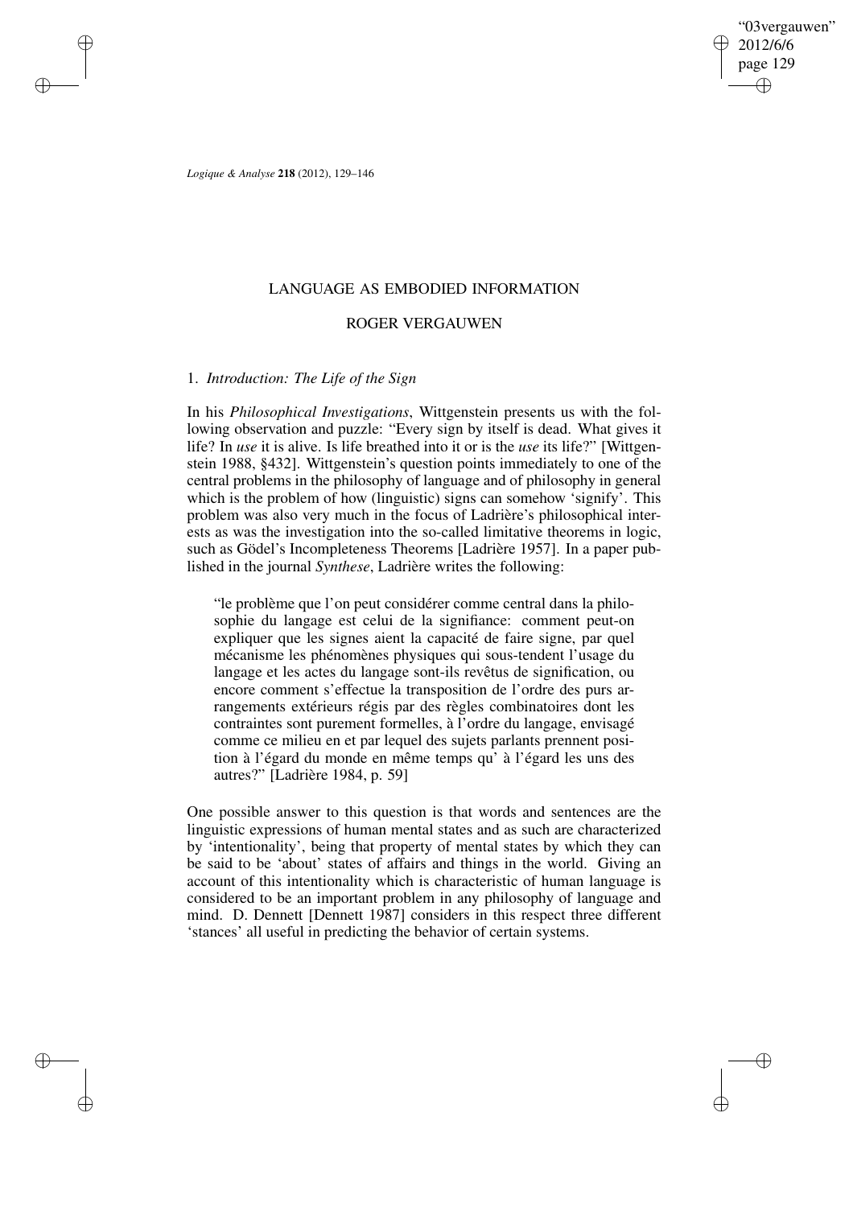# LANGUAGE AS EMBODIED INFORMATION

## ROGER VERGAUWEN

### 1. *Introduction: The Life of the Sign*

In his *Philosophical Investigations*, Wittgenstein presents us with the following observation and puzzle: "Every sign by itself is dead. What gives it life? In *use* it is alive. Is life breathed into it or is the *use* its life?" [Wittgenstein 1988, §432]. Wittgenstein's question points immediately to one of the central problems in the philosophy of language and of philosophy in general which is the problem of how (linguistic) signs can somehow 'signify'. This problem was also very much in the focus of Ladrière's philosophical interests as was the investigation into the so-called limitative theorems in logic, such as Gödel's Incompleteness Theorems [Ladrière 1957]. In a paper published in the journal *Synthese*, Ladrière writes the following:

> "le problème que l'on peut considérer comme central dans la philosophie du langage est celui de la signifiance: comment peut-on expliquer que les signes aient la capacité de faire signe, par quel mécanisme les phénomènes physiques qui sous-tendent l'usage du langage et les actes du langage sont-ils revêtus de signification, ou encore comment s'effectue la transposition de l'ordre des purs arrangements extérieurs régis par des règles combinatoires dont les contraintes sont purement formelles, à l'ordre du langage, envisagé comme ce milieu en et par lequel des sujets parlants prennent position à l'égard du monde en même temps qu' à l'égard les uns des autres?" [Ladrière 1984, p. 59]

One possible answer to this question is that words and sentences are the linguistic expressions of human mental states and as such are characterized by 'intentionality', being that property of mental states by which they can be said to be 'about' states of affairs and things in the world. Giving an account of this intentionality which is characteristic of human language is considered to be an important problem in any philosophy of language and mind. D. Dennett [Dennett 1987] considers in this respect three different 'stances' all useful in predicting the behavior of certain systems.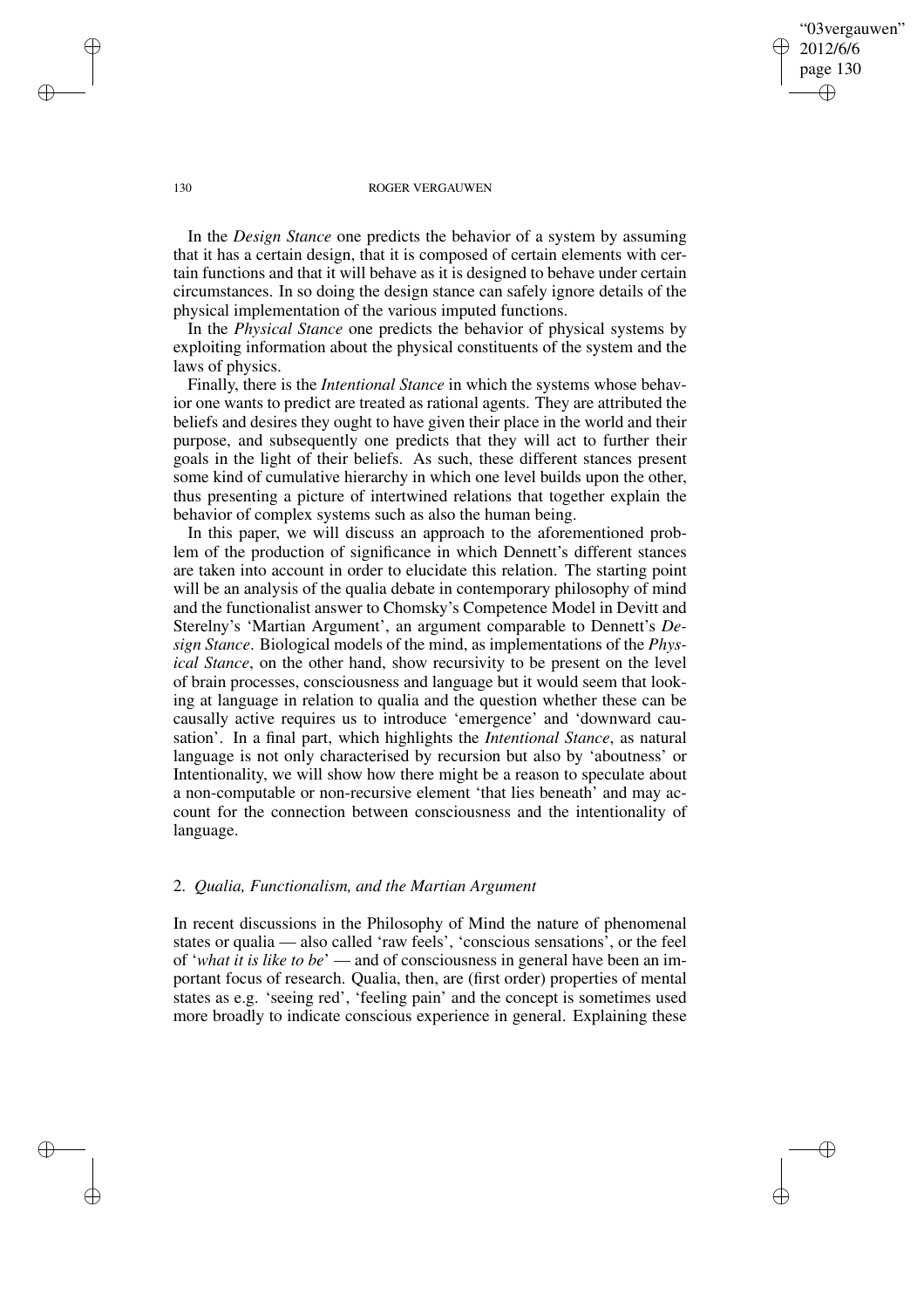In the *Design Stance* one predicts the behavior of a system by assuming that it has a certain design, that it is composed of certain elements with certain functions and that it will behave as it is designed to behave under certain circumstances. In so doing the design stance can safely ignore details of the physical implementation of the various imputed functions.

In the *Physical Stance* one predicts the behavior of physical systems by exploiting information about the physical constituents of the system and the laws of physics.

Finally, there is the *Intentional Stance* in which the systems whose behavior one wants to predict are treated as rational agents. They are attributed the beliefs and desires they ought to have given their place in the world and their purpose, and subsequently one predicts that they will act to further their goals in the light of their beliefs. As such, these different stances present some kind of cumulative hierarchy in which one level builds upon the other, thus presenting a picture of intertwined relations that together explain the behavior of complex systems such as also the human being.

In this paper, we will discuss an approach to the aforementioned problem of the production of significance in which Dennett's different stances are taken into account in order to elucidate this relation. The starting point will be an analysis of the qualia debate in contemporary philosophy of mind and the functionalist answer to Chomsky's Competence Model in Devitt and Sterelny's 'Martian Argument', an argument comparable to Dennett's *Design Stance*. Biological models of the mind, as implementations of the *Physical Stance*, on the other hand, show recursivity to be present on the level of brain processes, consciousness and language but it would seem that looking at language in relation to qualia and the question whether these can be causally active requires us to introduce 'emergence' and 'downward causation'. In a final part, which highlights the *Intentional Stance*, as natural language is not only characterised by recursion but also by 'aboutness' or Intentionality, we will show how there might be a reason to speculate about a non-computable or non-recursive element 'that lies beneath' and may account for the connection between consciousness and the intentionality of language.

## 2. *Qualia, Functionalism, and the Martian Argument*

In recent discussions in the Philosophy of Mind the nature of phenomenal states or qualia — also called 'raw feels', 'conscious sensations', or the feel of '*what it is like to be*' — and of consciousness in general have been an important focus of research. Qualia, then, are (first order) properties of mental states as e.g. 'seeing red', 'feeling pain' and the concept is sometimes used more broadly to indicate conscious experience in general. Explaining these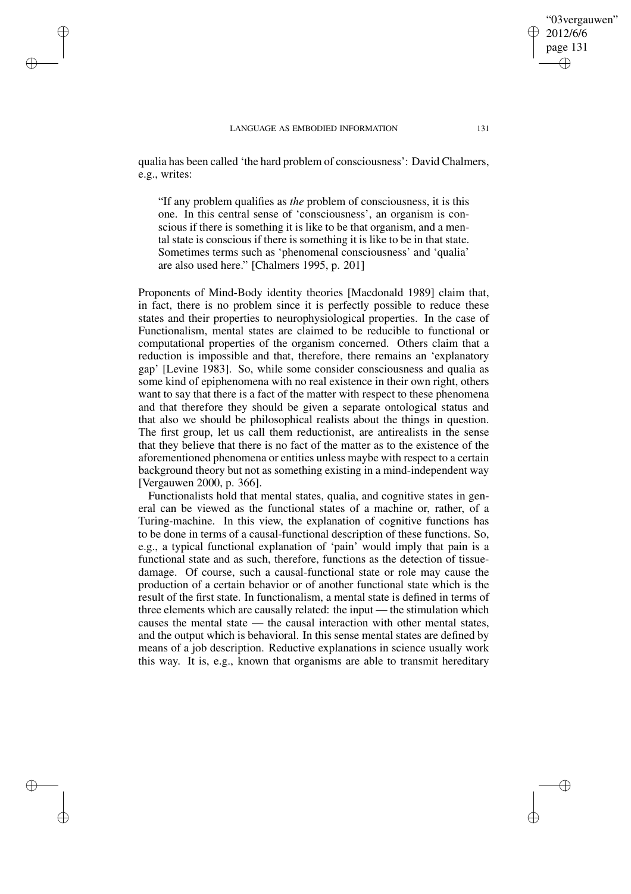qualia has been called 'the hard problem of consciousness': David Chalmers, e.g., writes:

> "If any problem qualifies as *the* problem of consciousness, it is this one. In this central sense of 'consciousness', an organism is conscious if there is something it is like to be that organism, and a mental state is conscious if there is something it is like to be in that state. Sometimes terms such as 'phenomenal consciousness' and 'qualia' are also used here." [Chalmers 1995, p. 201]

Proponents of Mind-Body identity theories [Macdonald 1989] claim that, in fact, there is no problem since it is perfectly possible to reduce these states and their properties to neurophysiological properties. In the case of Functionalism, mental states are claimed to be reducible to functional or computational properties of the organism concerned. Others claim that a reduction is impossible and that, therefore, there remains an 'explanatory gap' [Levine 1983]. So, while some consider consciousness and qualia as some kind of epiphenomena with no real existence in their own right, others want to say that there is a fact of the matter with respect to these phenomena and that therefore they should be given a separate ontological status and that also we should be philosophical realists about the things in question. The first group, let us call them reductionist, are antirealists in the sense that they believe that there is no fact of the matter as to the existence of the aforementioned phenomena or entities unless maybe with respect to a certain background theory but not as something existing in a mind-independent way [Vergauwen 2000, p. 366].

Functionalists hold that mental states, qualia, and cognitive states in general can be viewed as the functional states of a machine or, rather, of a Turing-machine. In this view, the explanation of cognitive functions has to be done in terms of a causal-functional description of these functions. So, e.g., a typical functional explanation of 'pain' would imply that pain is a functional state and as such, therefore, functions as the detection of tissue-damage. Of course, such a causal-functional state or role may cause the production of a certain behavior or of another functional state which is the result of the first state. In functionalism, a mental state is defined in terms of three elements which are causally related: the input — the stimulation which causes the mental state — the causal interaction with other mental states, and the output which is behavioral. In this sense mental states are defined by means of a job description. Reductive explanations in science usually work this way. It is, e.g., known that organisms are able to transmit hereditary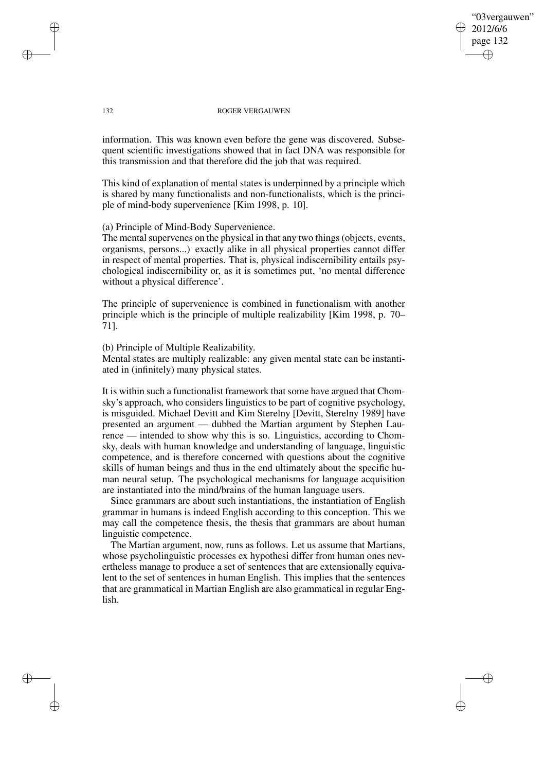information. This was known even before the gene was discovered. Subsequent scientific investigations showed that in fact DNA was responsible for this transmission and that therefore did the job that was required.

This kind of explanation of mental states is underpinned by a principle which is shared by many functionalists and non-functionalists, which is the principle of mind-body supervenience [Kim 1998, p. 10].

(a) Principle of Mind-Body Supervenience.
The mental supervenes on the physical in that any two things (objects, events, organisms, persons...) exactly alike in all physical properties cannot differ in respect of mental properties. That is, physical indiscernibility entails psychological indiscernibility or, as it is sometimes put, 'no mental difference without a physical difference'.

The principle of supervenience is combined in functionalism with another principle which is the principle of multiple realizability [Kim 1998, p. 70–71].

(b) Principle of Multiple Realizability.
Mental states are multiply realizable: any given mental state can be instantiated in (infinitely) many physical states.

It is within such a functionalist framework that some have argued that Chomsky's approach, who considers linguistics to be part of cognitive psychology, is misguided. Michael Devitt and Kim Sterelny [Devitt, Sterelny 1989] have presented an argument — dubbed the Martian argument by Stephen Laurence — intended to show why this is so. Linguistics, according to Chomsky, deals with human knowledge and understanding of language, linguistic competence, and is therefore concerned with questions about the cognitive skills of human beings and thus in the end ultimately about the specific human neural setup. The psychological mechanisms for language acquisition are instantiated into the mind/brains of the human language users.

Since grammars are about such instantiations, the instantiation of English grammar in humans is indeed English according to this conception. This we may call the competence thesis, the thesis that grammars are about human linguistic competence.

The Martian argument, now, runs as follows. Let us assume that Martians, whose psycholinguistic processes ex hypothesi differ from human ones nevertheless manage to produce a set of sentences that are extensionally equivalent to the set of sentences in human English. This implies that the sentences that are grammatical in Martian English are also grammatical in regular English.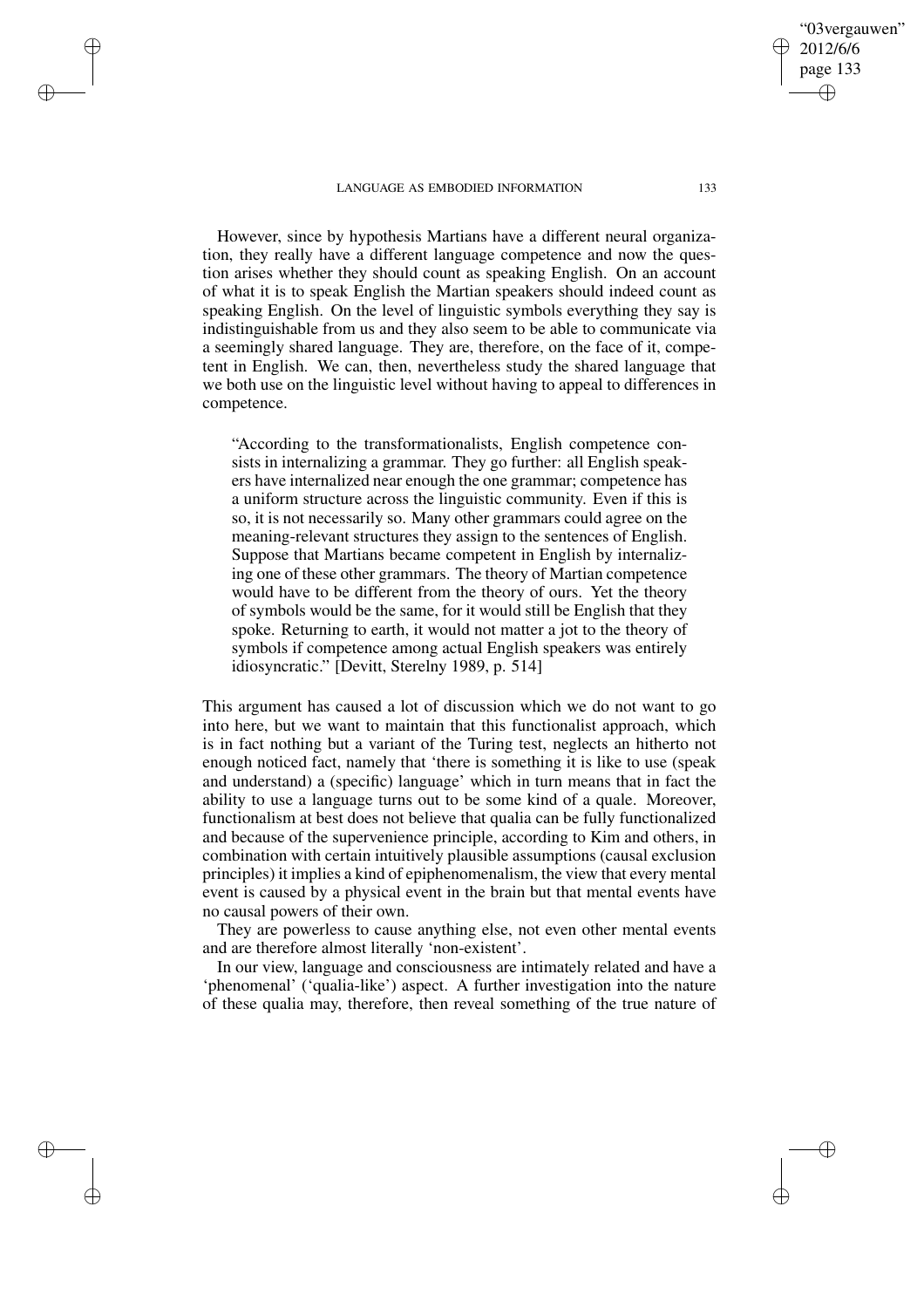However, since by hypothesis Martians have a different neural organization, they really have a different language competence and now the question arises whether they should count as speaking English. On an account of what it is to speak English the Martian speakers should indeed count as speaking English. On the level of linguistic symbols everything they say is indistinguishable from us and they also seem to be able to communicate via a seemingly shared language. They are, therefore, on the face of it, competent in English. We can, then, nevertheless study the shared language that we both use on the linguistic level without having to appeal to differences in competence.

> "According to the transformationalists, English competence consists in internalizing a grammar. They go further: all English speakers have internalized near enough the one grammar; competence has a uniform structure across the linguistic community. Even if this is so, it is not necessarily so. Many other grammars could agree on the meaning-relevant structures they assign to the sentences of English. Suppose that Martians became competent in English by internalizing one of these other grammars. The theory of Martian competence would have to be different from the theory of ours. Yet the theory of symbols would be the same, for it would still be English that they spoke. Returning to earth, it would not matter a jot to the theory of symbols if competence among actual English speakers was entirely idiosyncratic." [Devitt, Sterelny 1989, p. 514]

This argument has caused a lot of discussion which we do not want to go into here, but we want to maintain that this functionalist approach, which is in fact nothing but a variant of the Turing test, neglects an hitherto not enough noticed fact, namely that 'there is something it is like to use (speak and understand) a (specific) language' which in turn means that in fact the ability to use a language turns out to be some kind of a quale. Moreover, functionalism at best does not believe that qualia can be fully functionalized and because of the supervenience principle, according to Kim and others, in combination with certain intuitively plausible assumptions (causal exclusion principles) it implies a kind of epiphenomenalism, the view that every mental event is caused by a physical event in the brain but that mental events have no causal powers of their own.

They are powerless to cause anything else, not even other mental events and are therefore almost literally 'non-existent'.

In our view, language and consciousness are intimately related and have a 'phenomenal' ('qualia-like') aspect. A further investigation into the nature of these qualia may, therefore, then reveal something of the true nature of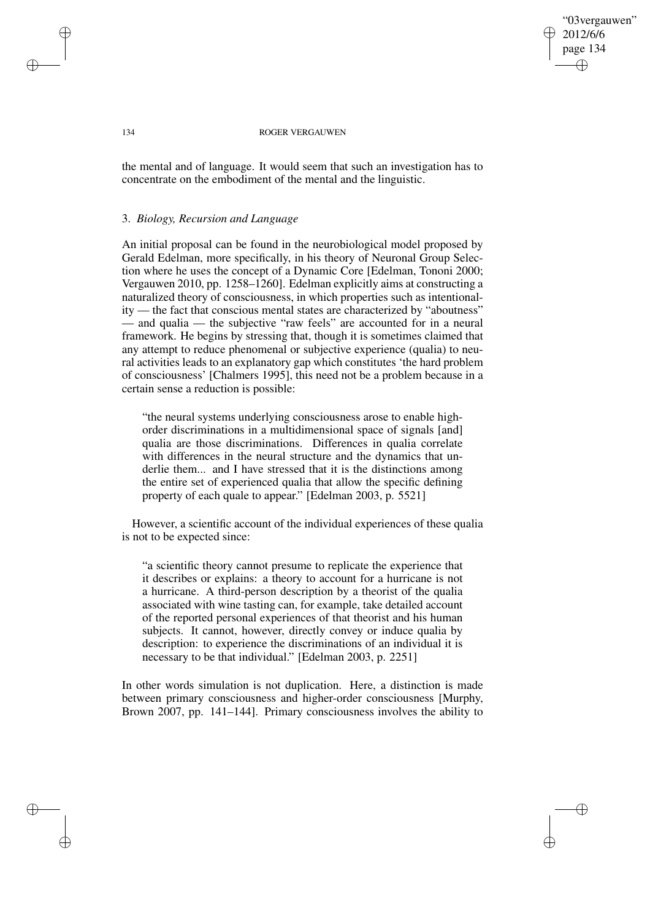the mental and of language. It would seem that such an investigation has to concentrate on the embodiment of the mental and the linguistic.

### 3. *Biology, Recursion and Language*

An initial proposal can be found in the neurobiological model proposed by Gerald Edelman, more specifically, in his theory of Neuronal Group Selection where he uses the concept of a Dynamic Core [Edelman, Tononi 2000; Vergauwen 2010, pp. 1258–1260]. Edelman explicitly aims at constructing a naturalized theory of consciousness, in which properties such as intentionality — the fact that conscious mental states are characterized by "aboutness" — and qualia — the subjective "raw feels" are accounted for in a neural framework. He begins by stressing that, though it is sometimes claimed that any attempt to reduce phenomenal or subjective experience (qualia) to neural activities leads to an explanatory gap which constitutes 'the hard problem of consciousness' [Chalmers 1995], this need not be a problem because in a certain sense a reduction is possible:

> "the neural systems underlying consciousness arose to enable high-order discriminations in a multidimensional space of signals [and] qualia are those discriminations. Differences in qualia correlate with differences in the neural structure and the dynamics that underlie them... and I have stressed that it is the distinctions among the entire set of experienced qualia that allow the specific defining property of each quale to appear." [Edelman 2003, p. 5521]

However, a scientific account of the individual experiences of these qualia is not to be expected since:

> "a scientific theory cannot presume to replicate the experience that it describes or explains: a theory to account for a hurricane is not a hurricane. A third-person description by a theorist of the qualia associated with wine tasting can, for example, take detailed account of the reported personal experiences of that theorist and his human subjects. It cannot, however, directly convey or induce qualia by description: to experience the discriminations of an individual it is necessary to be that individual." [Edelman 2003, p. 2251]

In other words simulation is not duplication. Here, a distinction is made between primary consciousness and higher-order consciousness [Murphy, Brown 2007, pp. 141–144]. Primary consciousness involves the ability to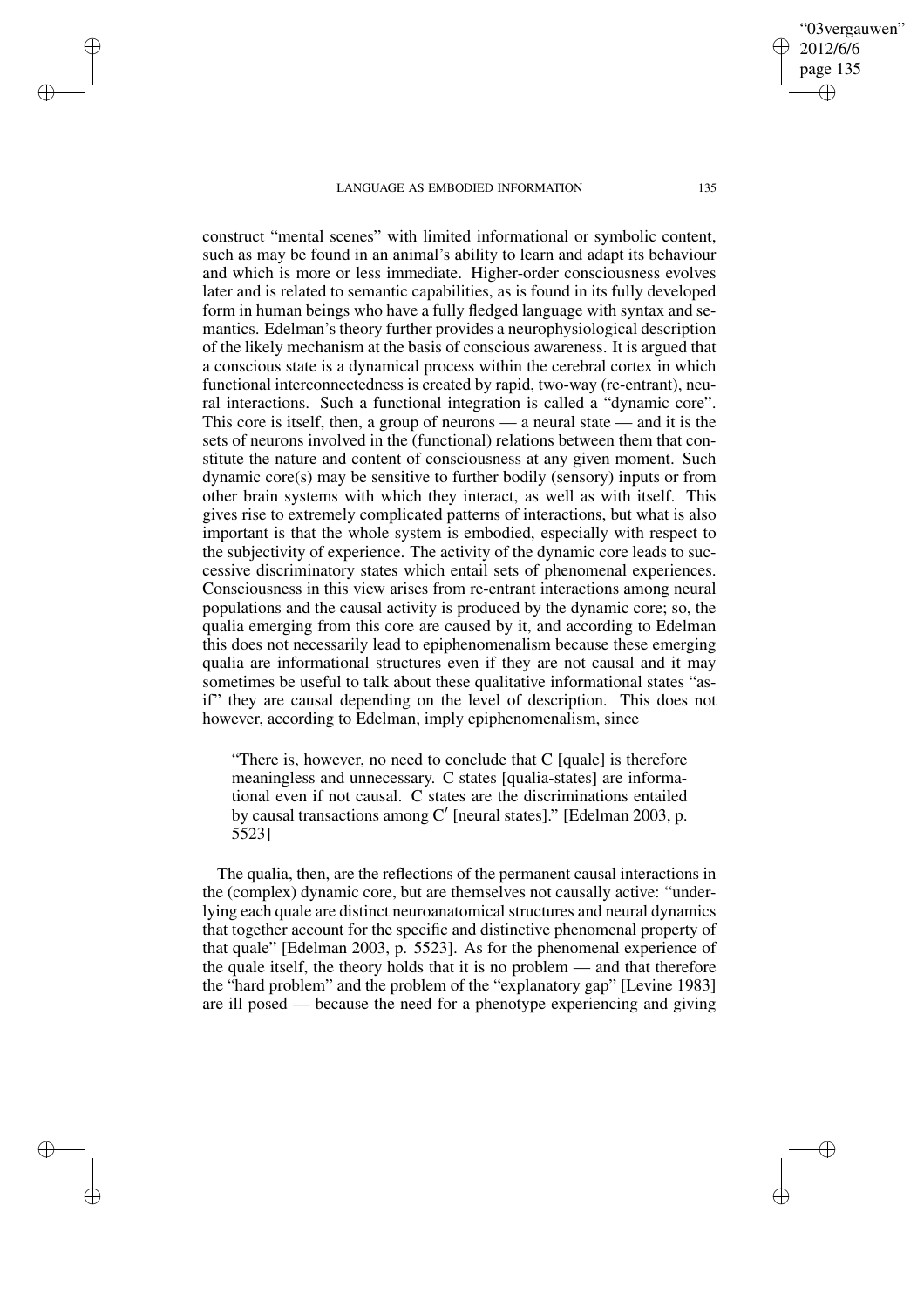construct "mental scenes" with limited informational or symbolic content, such as may be found in an animal's ability to learn and adapt its behaviour and which is more or less immediate. Higher-order consciousness evolves later and is related to semantic capabilities, as is found in its fully developed form in human beings who have a fully fledged language with syntax and semantics. Edelman's theory further provides a neurophysiological description of the likely mechanism at the basis of conscious awareness. It is argued that a conscious state is a dynamical process within the cerebral cortex in which functional interconnectedness is created by rapid, two-way (re-entrant), neural interactions. Such a functional integration is called a "dynamic core". This core is itself, then, a group of neurons — a neural state — and it is the sets of neurons involved in the (functional) relations between them that constitute the nature and content of consciousness at any given moment. Such dynamic core(s) may be sensitive to further bodily (sensory) inputs or from other brain systems with which they interact, as well as with itself. This gives rise to extremely complicated patterns of interactions, but what is also important is that the whole system is embodied, especially with respect to the subjectivity of experience. The activity of the dynamic core leads to successive discriminatory states which entail sets of phenomenal experiences. Consciousness in this view arises from re-entrant interactions among neural populations and the causal activity is produced by the dynamic core; so, the qualia emerging from this core are caused by it, and according to Edelman this does not necessarily lead to epiphenomenalism because these emerging qualia are informational structures even if they are not causal and it may sometimes be useful to talk about these qualitative informational states "as-if" they are causal depending on the level of description. This does not however, according to Edelman, imply epiphenomenalism, since

> "There is, however, no need to conclude that C [quale] is therefore meaningless and unnecessary. C states [qualia-states] are informational even if not causal. C states are the discriminations entailed by causal transactions among $C'$ [neural states]." [Edelman 2003, p. 5523]

The qualia, then, are the reflections of the permanent causal interactions in the (complex) dynamic core, but are themselves not causally active: "underlying each quale are distinct neuroanatomical structures and neural dynamics that together account for the specific and distinctive phenomenal property of that quale" [Edelman 2003, p. 5523]. As for the phenomenal experience of the quale itself, the theory holds that it is no problem — and that therefore the "hard problem" and the problem of the "explanatory gap" [Levine 1983] are ill posed — because the need for a phenotype experiencing and giving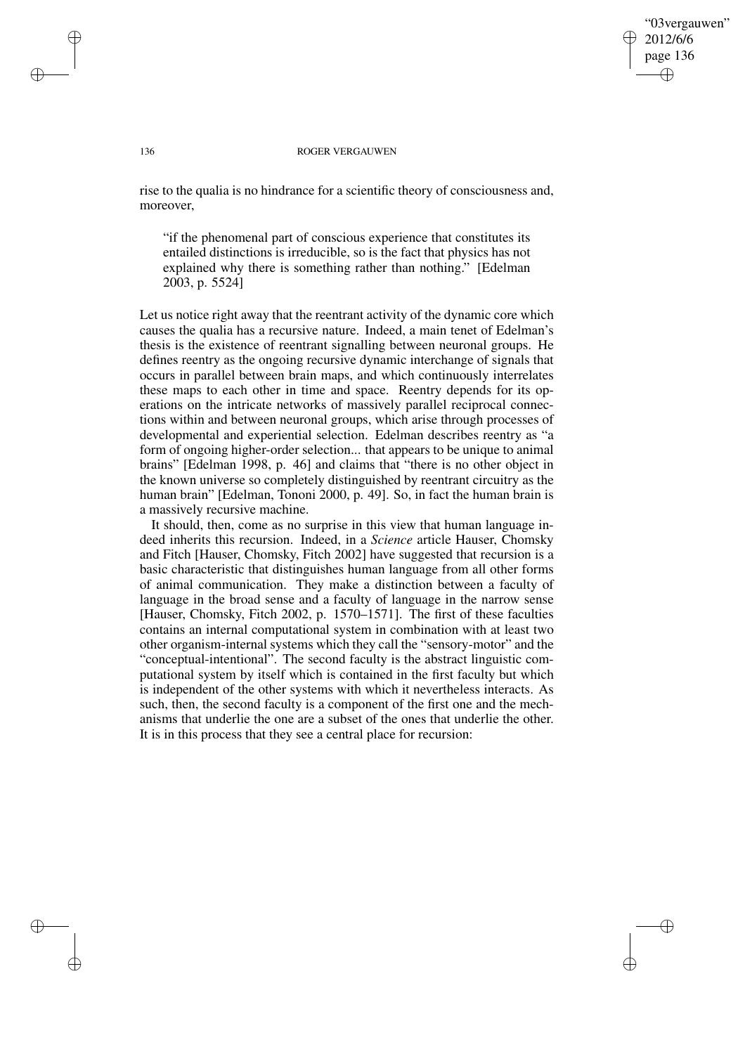rise to the qualia is no hindrance for a scientific theory of consciousness and, moreover,

> "if the phenomenal part of conscious experience that constitutes its entailed distinctions is irreducible, so is the fact that physics has not explained why there is something rather than nothing." [Edelman 2003, p. 5524]

Let us notice right away that the reentrant activity of the dynamic core which causes the qualia has a recursive nature. Indeed, a main tenet of Edelman's thesis is the existence of reentrant signalling between neuronal groups. He defines reentry as the ongoing recursive dynamic interchange of signals that occurs in parallel between brain maps, and which continuously interrelates these maps to each other in time and space. Reentry depends for its operations on the intricate networks of massively parallel reciprocal connections within and between neuronal groups, which arise through processes of developmental and experiential selection. Edelman describes reentry as "a form of ongoing higher-order selection... that appears to be unique to animal brains" [Edelman 1998, p. 46] and claims that "there is no other object in the known universe so completely distinguished by reentrant circuitry as the human brain" [Edelman, Tononi 2000, p. 49]. So, in fact the human brain is a massively recursive machine.

It should, then, come as no surprise in this view that human language indeed inherits this recursion. Indeed, in a *Science* article Hauser, Chomsky and Fitch [Hauser, Chomsky, Fitch 2002] have suggested that recursion is a basic characteristic that distinguishes human language from all other forms of animal communication. They make a distinction between a faculty of language in the broad sense and a faculty of language in the narrow sense [Hauser, Chomsky, Fitch 2002, p. 1570–1571]. The first of these faculties contains an internal computational system in combination with at least two other organism-internal systems which they call the "sensory-motor" and the "conceptual-intentional". The second faculty is the abstract linguistic computational system by itself which is contained in the first faculty but which is independent of the other systems with which it nevertheless interacts. As such, then, the second faculty is a component of the first one and the mechanisms that underlie the one are a subset of the ones that underlie the other. It is in this process that they see a central place for recursion: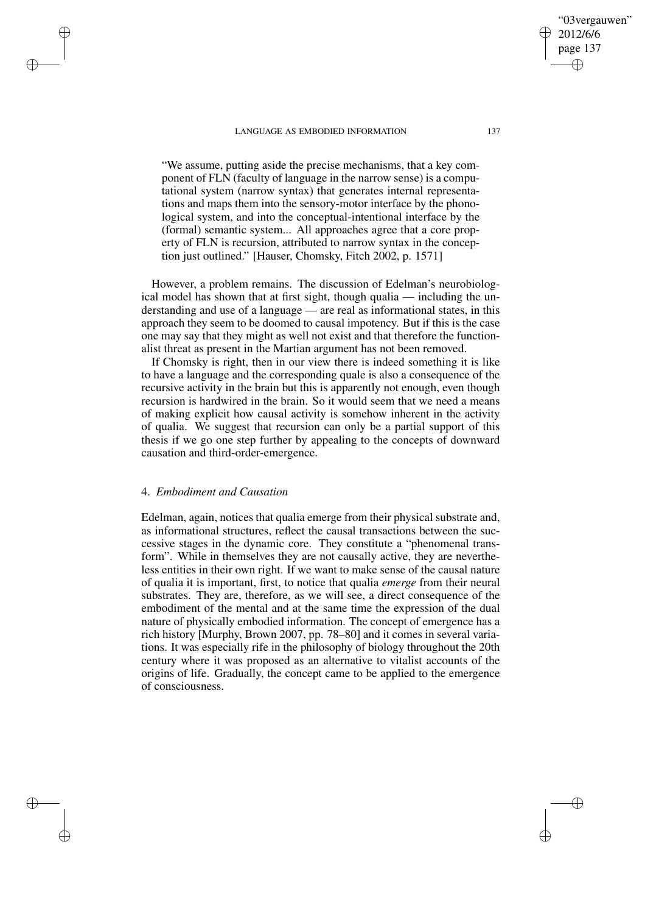> "We assume, putting aside the precise mechanisms, that a key component of FLN (faculty of language in the narrow sense) is a computational system (narrow syntax) that generates internal representations and maps them into the sensory-motor interface by the phonological system, and into the conceptual-intentional interface by the (formal) semantic system... All approaches agree that a core property of FLN is recursion, attributed to narrow syntax in the conception just outlined." [Hauser, Chomsky, Fitch 2002, p. 1571]

However, a problem remains. The discussion of Edelman's neurobiological model has shown that at first sight, though qualia — including the understanding and use of a language — are real as informational states, in this approach they seem to be doomed to causal impotency. But if this is the case one may say that they might as well not exist and that therefore the functionalist threat as present in the Martian argument has not been removed.

If Chomsky is right, then in our view there is indeed something it is like to have a language and the corresponding quale is also a consequence of the recursive activity in the brain but this is apparently not enough, even though recursion is hardwired in the brain. So it would seem that we need a means of making explicit how causal activity is somehow inherent in the activity of qualia. We suggest that recursion can only be a partial support of this thesis if we go one step further by appealing to the concepts of downward causation and third-order-emergence.

## 4. *Embodiment and Causation*

Edelman, again, notices that qualia emerge from their physical substrate and, as informational structures, reflect the causal transactions between the successive stages in the dynamic core. They constitute a "phenomenal transform". While in themselves they are not causally active, they are nevertheless entities in their own right. If we want to make sense of the causal nature of qualia it is important, first, to notice that qualia *emerge* from their neural substrates. They are, therefore, as we will see, a direct consequence of the embodiment of the mental and at the same time the expression of the dual nature of physically embodied information. The concept of emergence has a rich history [Murphy, Brown 2007, pp. 78–80] and it comes in several variations. It was especially rife in the philosophy of biology throughout the 20th century where it was proposed as an alternative to vitalist accounts of the origins of life. Gradually, the concept came to be applied to the emergence of consciousness.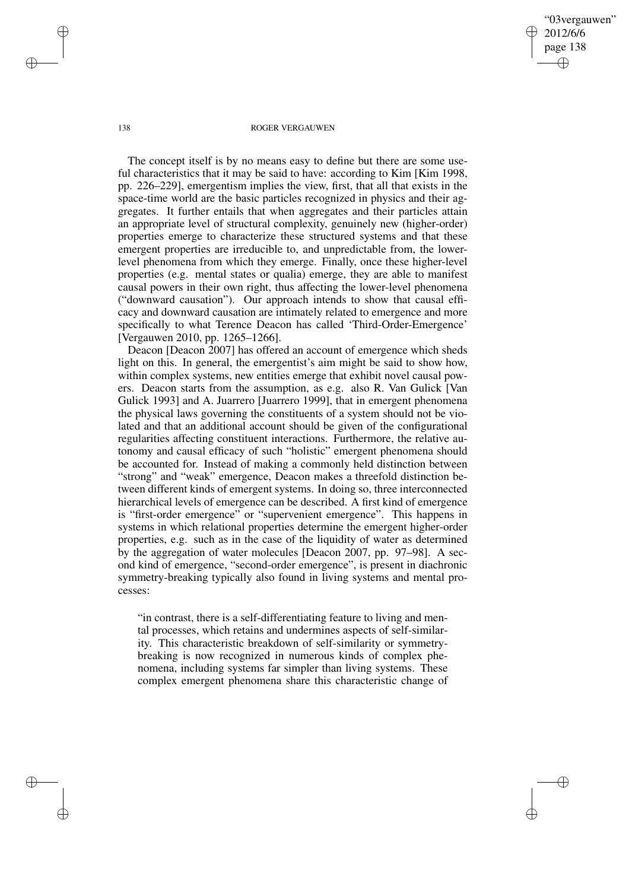The concept itself is by no means easy to define but there are some useful characteristics that it may be said to have: according to Kim [Kim 1998, pp. 226–229], emergentism implies the view, first, that all that exists in the space-time world are the basic particles recognized in physics and their aggregates. It further entails that when aggregates and their particles attain an appropriate level of structural complexity, genuinely new (higher-order) properties emerge to characterize these structured systems and that these emergent properties are irreducible to, and unpredictable from, the lower-level phenomena from which they emerge. Finally, once these higher-level properties (e.g. mental states or qualia) emerge, they are able to manifest causal powers in their own right, thus affecting the lower-level phenomena ("downward causation"). Our approach intends to show that causal efficacy and downward causation are intimately related to emergence and more specifically to what Terence Deacon has called 'Third-Order-Emergence' [Vergauwen 2010, pp. 1265–1266].

Deacon [Deacon 2007] has offered an account of emergence which sheds light on this. In general, the emergentist's aim might be said to show how, within complex systems, new entities emerge that exhibit novel causal powers. Deacon starts from the assumption, as e.g. also R. Van Gulick [Van Gulick 1993] and A. Juarrero [Juarrero 1999], that in emergent phenomena the physical laws governing the constituents of a system should not be violated and that an additional account should be given of the configurational regularities affecting constituent interactions. Furthermore, the relative autonomy and causal efficacy of such "holistic" emergent phenomena should be accounted for. Instead of making a commonly held distinction between "strong" and "weak" emergence, Deacon makes a threefold distinction between different kinds of emergent systems. In doing so, three interconnected hierarchical levels of emergence can be described. A first kind of emergence is "first-order emergence" or "supervenient emergence". This happens in systems in which relational properties determine the emergent higher-order properties, e.g. such as in the case of the liquidity of water as determined by the aggregation of water molecules [Deacon 2007, pp. 97–98]. A second kind of emergence, "second-order emergence", is present in diachronic symmetry-breaking typically also found in living systems and mental processes:

> "in contrast, there is a self-differentiating feature to living and mental processes, which retains and undermines aspects of self-similarity. This characteristic breakdown of self-similarity or symmetry-breaking is now recognized in numerous kinds of complex phenomena, including systems far simpler than living systems. These complex emergent phenomena share this characteristic change of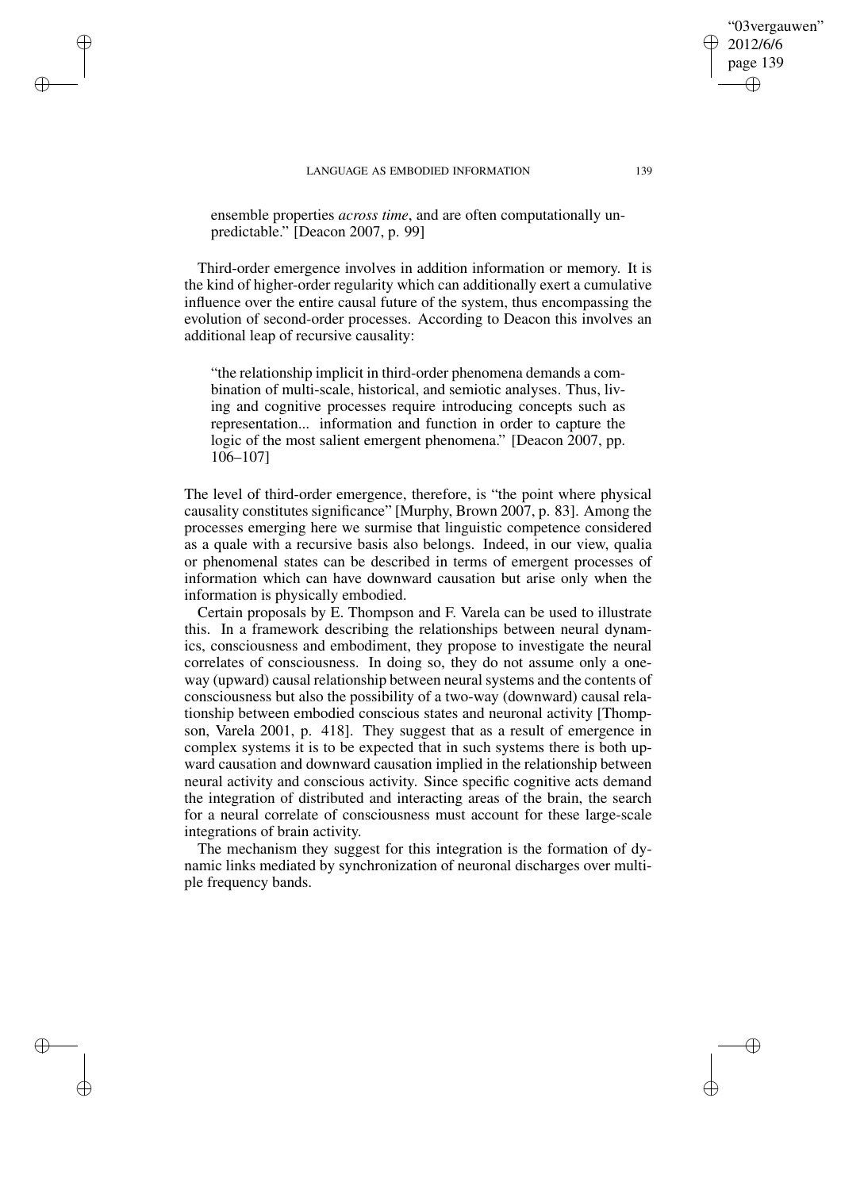> ensemble properties *across time*, and are often computationally unpredictable." [Deacon 2007, p. 99]

Third-order emergence involves in addition information or memory. It is the kind of higher-order regularity which can additionally exert a cumulative influence over the entire causal future of the system, thus encompassing the evolution of second-order processes. According to Deacon this involves an additional leap of recursive causality:

> "the relationship implicit in third-order phenomena demands a combination of multi-scale, historical, and semiotic analyses. Thus, living and cognitive processes require introducing concepts such as representation... information and function in order to capture the logic of the most salient emergent phenomena." [Deacon 2007, pp. 106–107]

The level of third-order emergence, therefore, is "the point where physical causality constitutes significance" [Murphy, Brown 2007, p. 83]. Among the processes emerging here we surmise that linguistic competence considered as a quale with a recursive basis also belongs. Indeed, in our view, qualia or phenomenal states can be described in terms of emergent processes of information which can have downward causation but arise only when the information is physically embodied.

Certain proposals by E. Thompson and F. Varela can be used to illustrate this. In a framework describing the relationships between neural dynamics, consciousness and embodiment, they propose to investigate the neural correlates of consciousness. In doing so, they do not assume only a one-way (upward) causal relationship between neural systems and the contents of consciousness but also the possibility of a two-way (downward) causal relationship between embodied conscious states and neuronal activity [Thompson, Varela 2001, p. 418]. They suggest that as a result of emergence in complex systems it is to be expected that in such systems there is both upward causation and downward causation implied in the relationship between neural activity and conscious activity. Since specific cognitive acts demand the integration of distributed and interacting areas of the brain, the search for a neural correlate of consciousness must account for these large-scale integrations of brain activity.

The mechanism they suggest for this integration is the formation of dynamic links mediated by synchronization of neuronal discharges over multiple frequency bands.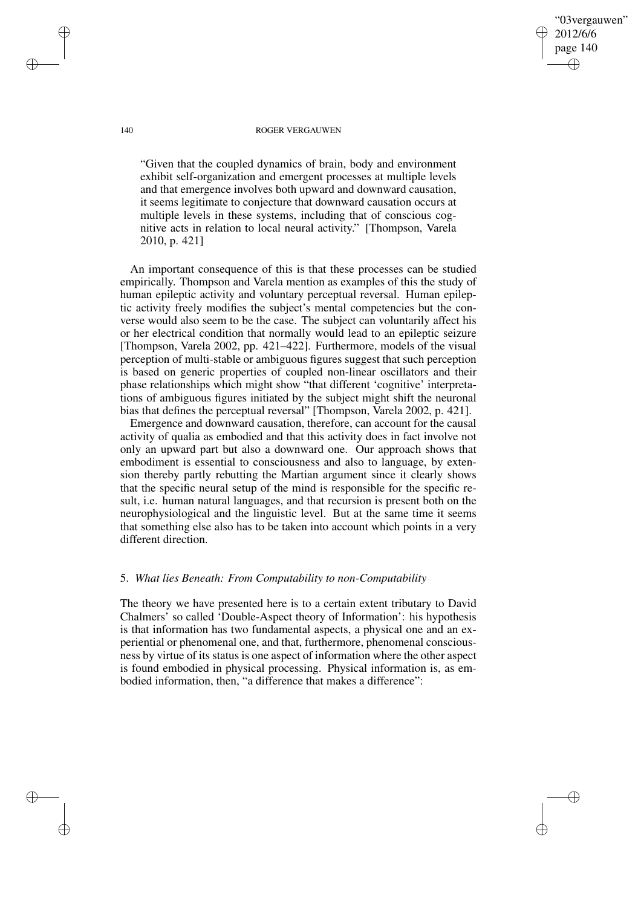> "Given that the coupled dynamics of brain, body and environment exhibit self-organization and emergent processes at multiple levels and that emergence involves both upward and downward causation, it seems legitimate to conjecture that downward causation occurs at multiple levels in these systems, including that of conscious cognitive acts in relation to local neural activity." [Thompson, Varela 2010, p. 421]

An important consequence of this is that these processes can be studied empirically. Thompson and Varela mention as examples of this the study of human epileptic activity and voluntary perceptual reversal. Human epileptic activity freely modifies the subject's mental competencies but the converse would also seem to be the case. The subject can voluntarily affect his or her electrical condition that normally would lead to an epileptic seizure [Thompson, Varela 2002, pp. 421–422]. Furthermore, models of the visual perception of multi-stable or ambiguous figures suggest that such perception is based on generic properties of coupled non-linear oscillators and their phase relationships which might show "that different 'cognitive' interpretations of ambiguous figures initiated by the subject might shift the neuronal bias that defines the perceptual reversal" [Thompson, Varela 2002, p. 421].

Emergence and downward causation, therefore, can account for the causal activity of qualia as embodied and that this activity does in fact involve not only an upward part but also a downward one. Our approach shows that embodiment is essential to consciousness and also to language, by extension thereby partly rebutting the Martian argument since it clearly shows that the specific neural setup of the mind is responsible for the specific result, i.e. human natural languages, and that recursion is present both on the neurophysiological and the linguistic level. But at the same time it seems that something else also has to be taken into account which points in a very different direction.

## 5. *What lies Beneath: From Computability to non-Computability*

The theory we have presented here is to a certain extent tributary to David Chalmers' so called 'Double-Aspect theory of Information': his hypothesis is that information has two fundamental aspects, a physical one and an experiential or phenomenal one, and that, furthermore, phenomenal consciousness by virtue of its status is one aspect of information where the other aspect is found embodied in physical processing. Physical information is, as embodied information, then, "a difference that makes a difference":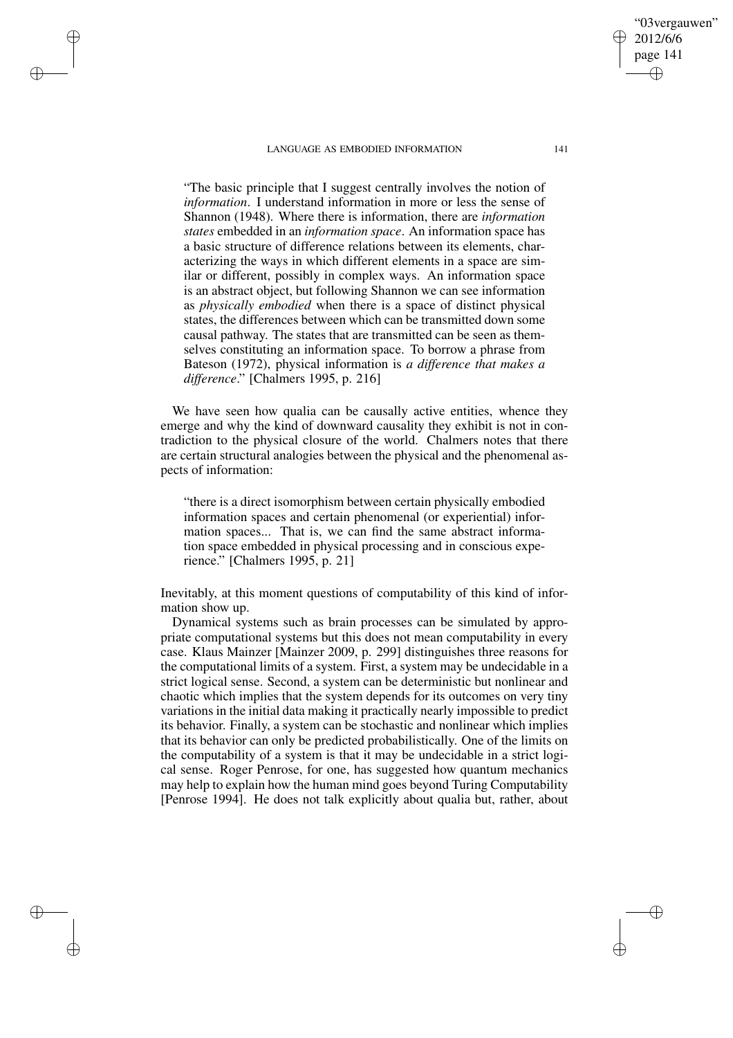> "The basic principle that I suggest centrally involves the notion of *information*. I understand information in more or less the sense of Shannon (1948). Where there is information, there are *information states* embedded in an *information space*. An information space has a basic structure of difference relations between its elements, characterizing the ways in which different elements in a space are similar or different, possibly in complex ways. An information space is an abstract object, but following Shannon we can see information as *physically embodied* when there is a space of distinct physical states, the differences between which can be transmitted down some causal pathway. The states that are transmitted can be seen as themselves constituting an information space. To borrow a phrase from Bateson (1972), physical information is *a difference that makes a difference*." [Chalmers 1995, p. 216]

We have seen how qualia can be causally active entities, whence they emerge and why the kind of downward causality they exhibit is not in contradiction to the physical closure of the world. Chalmers notes that there are certain structural analogies between the physical and the phenomenal aspects of information:

> "there is a direct isomorphism between certain physically embodied information spaces and certain phenomenal (or experiential) information spaces... That is, we can find the same abstract information space embedded in physical processing and in conscious experience." [Chalmers 1995, p. 21]

Inevitably, at this moment questions of computability of this kind of information show up.

Dynamical systems such as brain processes can be simulated by appropriate computational systems but this does not mean computability in every case. Klaus Mainzer [Mainzer 2009, p. 299] distinguishes three reasons for the computational limits of a system. First, a system may be undecidable in a strict logical sense. Second, a system can be deterministic but nonlinear and chaotic which implies that the system depends for its outcomes on very tiny variations in the initial data making it practically nearly impossible to predict its behavior. Finally, a system can be stochastic and nonlinear which implies that its behavior can only be predicted probabilistically. One of the limits on the computability of a system is that it may be undecidable in a strict logical sense. Roger Penrose, for one, has suggested how quantum mechanics may help to explain how the human mind goes beyond Turing Computability [Penrose 1994]. He does not talk explicitly about qualia but, rather, about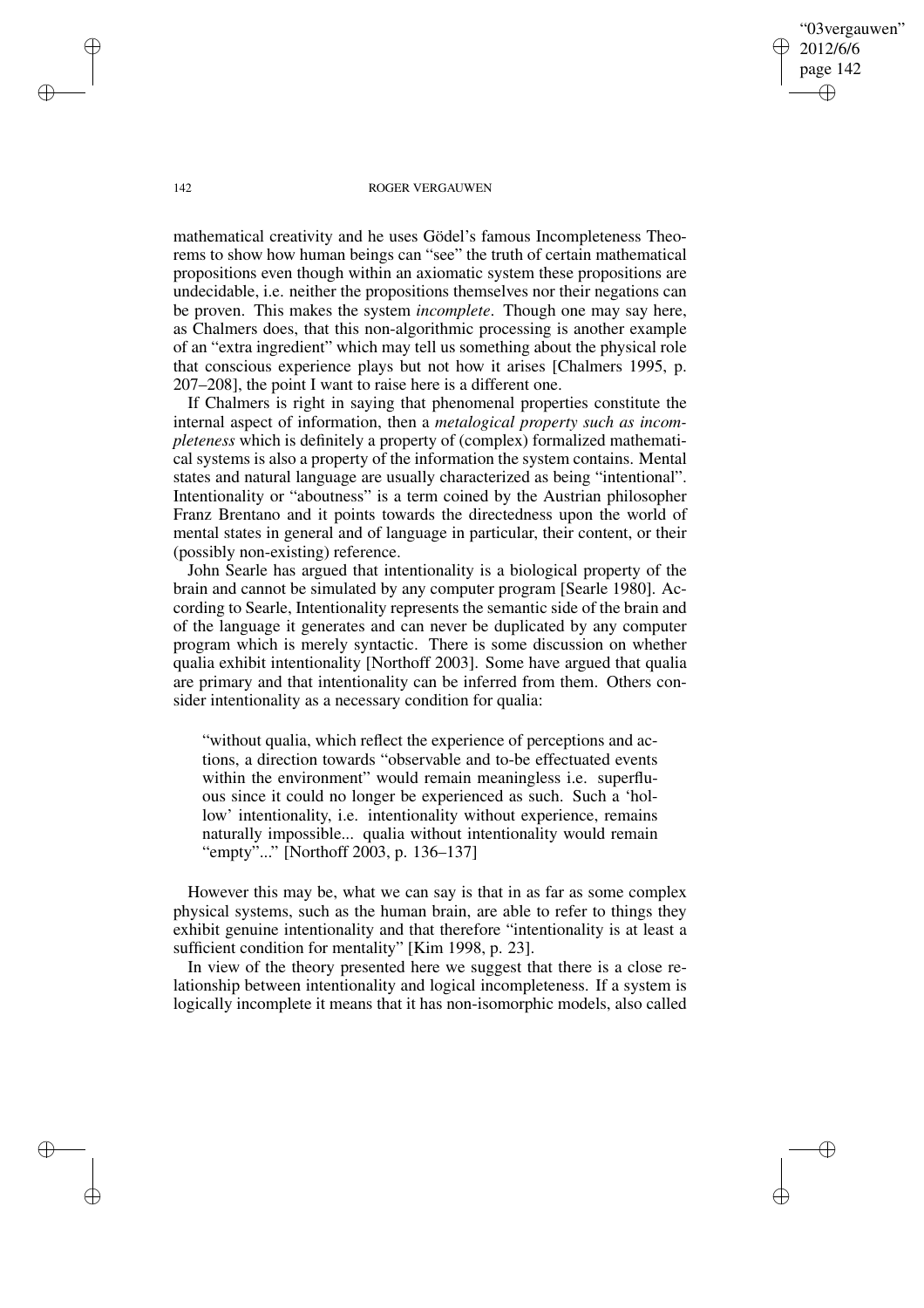mathematical creativity and he uses Gödel's famous Incompleteness Theorems to show how human beings can "see" the truth of certain mathematical propositions even though within an axiomatic system these propositions are undecidable, i.e. neither the propositions themselves nor their negations can be proven. This makes the system *incomplete*. Though one may say here, as Chalmers does, that this non-algorithmic processing is another example of an "extra ingredient" which may tell us something about the physical role that conscious experience plays but not how it arises [Chalmers 1995, p. 207–208], the point I want to raise here is a different one.

If Chalmers is right in saying that phenomenal properties constitute the internal aspect of information, then a *metalogical property such as incompleteness* which is definitely a property of (complex) formalized mathematical systems is also a property of the information the system contains. Mental states and natural language are usually characterized as being "intentional". Intentionality or "aboutness" is a term coined by the Austrian philosopher Franz Brentano and it points towards the directedness upon the world of mental states in general and of language in particular, their content, or their (possibly non-existing) reference.

John Searle has argued that intentionality is a biological property of the brain and cannot be simulated by any computer program [Searle 1980]. According to Searle, Intentionality represents the semantic side of the brain and of the language it generates and can never be duplicated by any computer program which is merely syntactic. There is some discussion on whether qualia exhibit intentionality [Northoff 2003]. Some have argued that qualia are primary and that intentionality can be inferred from them. Others consider intentionality as a necessary condition for qualia:

> "without qualia, which reflect the experience of perceptions and actions, a direction towards "observable and to-be effectuated events within the environment" would remain meaningless i.e. superfluous since it could no longer be experienced as such. Such a 'hollow' intentionality, i.e. intentionality without experience, remains naturally impossible... qualia without intentionality would remain "empty"..." [Northoff 2003, p. 136–137]

However this may be, what we can say is that in as far as some complex physical systems, such as the human brain, are able to refer to things they exhibit genuine intentionality and that therefore "intentionality is at least a sufficient condition for mentality" [Kim 1998, p. 23].

In view of the theory presented here we suggest that there is a close relationship between intentionality and logical incompleteness. If a system is logically incomplete it means that it has non-isomorphic models, also called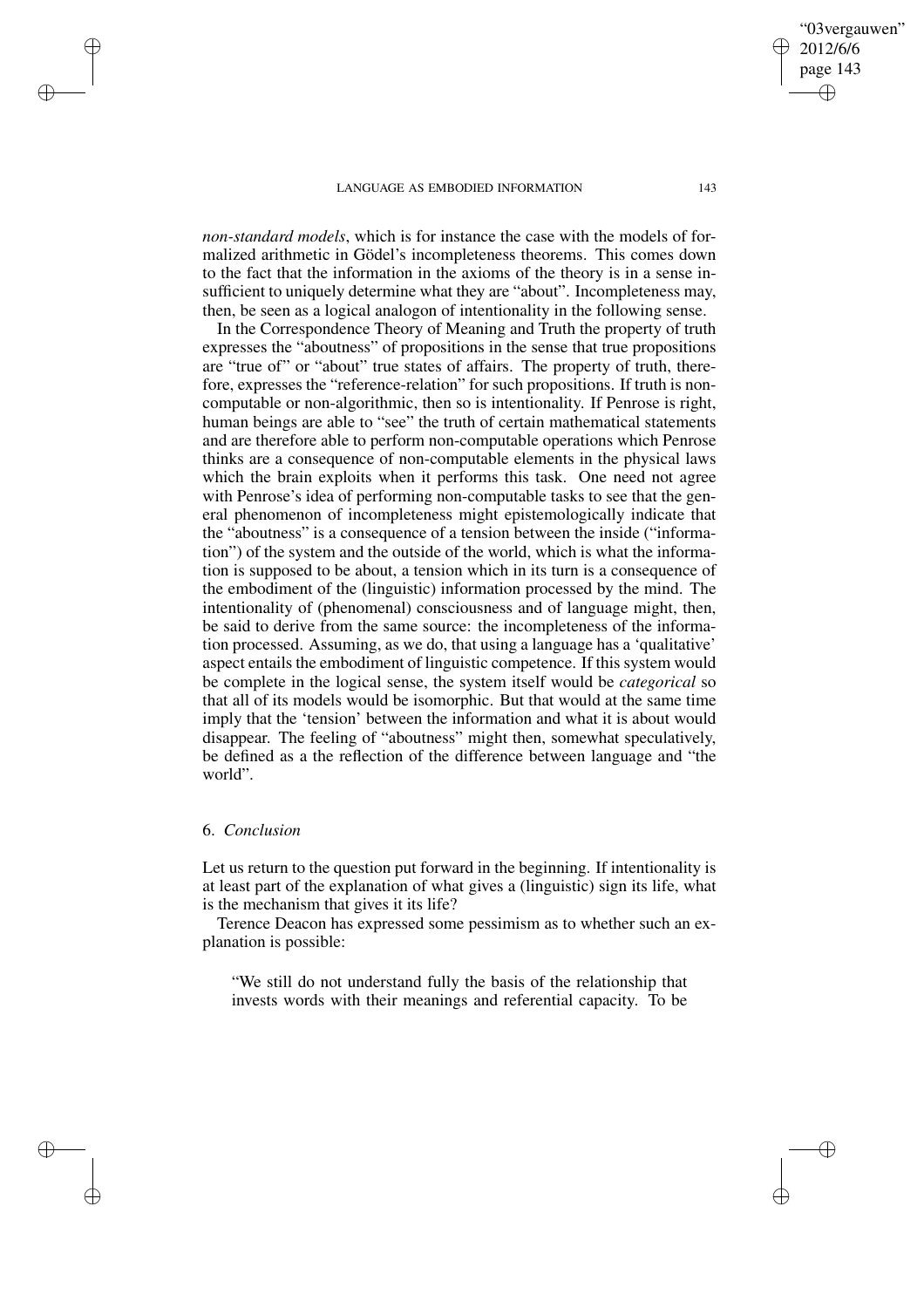*non-standard models*, which is for instance the case with the models of formalized arithmetic in Gödel's incompleteness theorems. This comes down to the fact that the information in the axioms of the theory is in a sense insufficient to uniquely determine what they are "about". Incompleteness may, then, be seen as a logical analogon of intentionality in the following sense.

In the Correspondence Theory of Meaning and Truth the property of truth expresses the "aboutness" of propositions in the sense that true propositions are "true of" or "about" true states of affairs. The property of truth, therefore, expresses the "reference-relation" for such propositions. If truth is noncomputable or non-algorithmic, then so is intentionality. If Penrose is right, human beings are able to "see" the truth of certain mathematical statements and are therefore able to perform non-computable operations which Penrose thinks are a consequence of non-computable elements in the physical laws which the brain exploits when it performs this task. One need not agree with Penrose's idea of performing non-computable tasks to see that the general phenomenon of incompleteness might epistemologically indicate that the "aboutness" is a consequence of a tension between the inside ("information") of the system and the outside of the world, which is what the information is supposed to be about, a tension which in its turn is a consequence of the embodiment of the (linguistic) information processed by the mind. The intentionality of (phenomenal) consciousness and of language might, then, be said to derive from the same source: the incompleteness of the information processed. Assuming, as we do, that using a language has a 'qualitative' aspect entails the embodiment of linguistic competence. If this system would be complete in the logical sense, the system itself would be *categorical* so that all of its models would be isomorphic. But that would at the same time imply that the 'tension' between the information and what it is about would disappear. The feeling of "aboutness" might then, somewhat speculatively, be defined as a the reflection of the difference between language and "the world".

## 6. *Conclusion*

Let us return to the question put forward in the beginning. If intentionality is at least part of the explanation of what gives a (linguistic) sign its life, what is the mechanism that gives it its life?

Terence Deacon has expressed some pessimism as to whether such an explanation is possible:

> "We still do not understand fully the basis of the relationship that invests words with their meanings and referential capacity. To be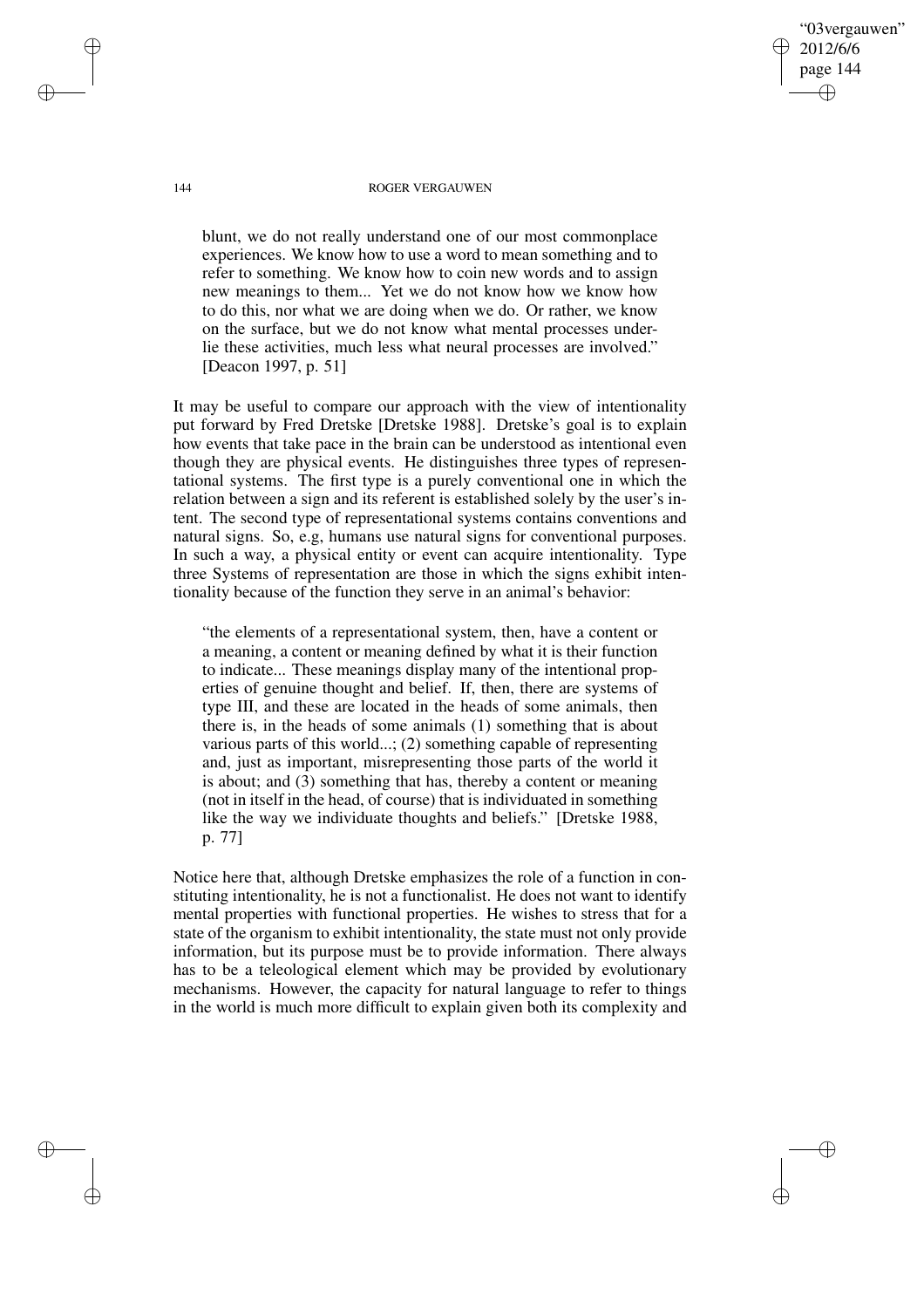> blunt, we do not really understand one of our most commonplace experiences. We know how to use a word to mean something and to refer to something. We know how to coin new words and to assign new meanings to them... Yet we do not know how we know how to do this, nor what we are doing when we do. Or rather, we know on the surface, but we do not know what mental processes underlie these activities, much less what neural processes are involved." [Deacon 1997, p. 51]

It may be useful to compare our approach with the view of intentionality put forward by Fred Dretske [Dretske 1988]. Dretske's goal is to explain how events that take pace in the brain can be understood as intentional even though they are physical events. He distinguishes three types of representational systems. The first type is a purely conventional one in which the relation between a sign and its referent is established solely by the user's intent. The second type of representational systems contains conventions and natural signs. So, e.g, humans use natural signs for conventional purposes. In such a way, a physical entity or event can acquire intentionality. Type three Systems of representation are those in which the signs exhibit intentionality because of the function they serve in an animal's behavior:

> "the elements of a representational system, then, have a content or a meaning, a content or meaning defined by what it is their function to indicate... These meanings display many of the intentional properties of genuine thought and belief. If, then, there are systems of type III, and these are located in the heads of some animals, then there is, in the heads of some animals (1) something that is about various parts of this world...; (2) something capable of representing and, just as important, misrepresenting those parts of the world it is about; and (3) something that has, thereby a content or meaning (not in itself in the head, of course) that is individuated in something like the way we individuate thoughts and beliefs." [Dretske 1988, p. 77]

Notice here that, although Dretske emphasizes the role of a function in constituting intentionality, he is not a functionalist. He does not want to identify mental properties with functional properties. He wishes to stress that for a state of the organism to exhibit intentionality, the state must not only provide information, but its purpose must be to provide information. There always has to be a teleological element which may be provided by evolutionary mechanisms. However, the capacity for natural language to refer to things in the world is much more difficult to explain given both its complexity and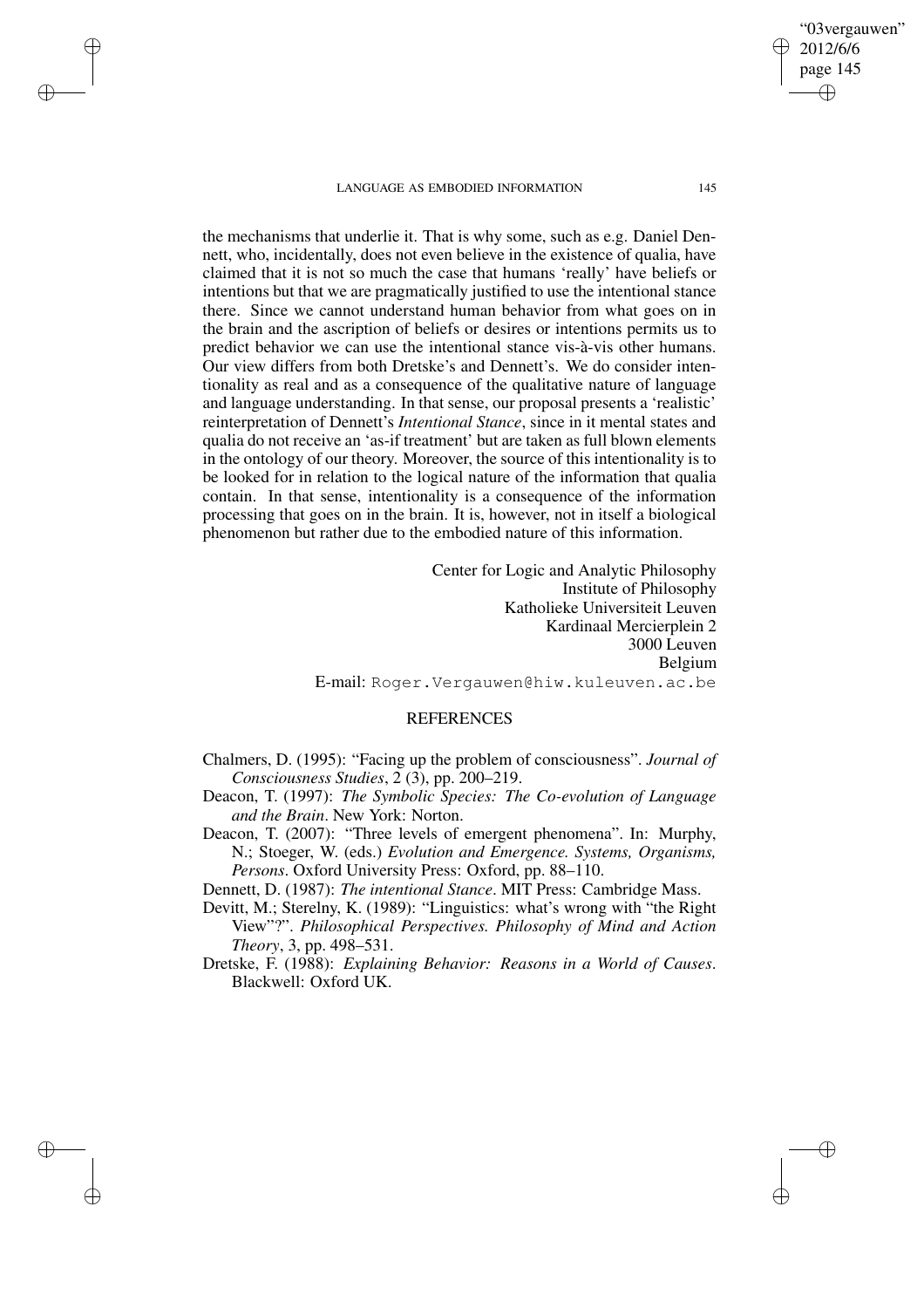the mechanisms that underlie it. That is why some, such as e.g. Daniel Dennett, who, incidentally, does not even believe in the existence of qualia, have claimed that it is not so much the case that humans 'really' have beliefs or intentions but that we are pragmatically justified to use the intentional stance there. Since we cannot understand human behavior from what goes on in the brain and the ascription of beliefs or desires or intentions permits us to predict behavior we can use the intentional stance vis-à-vis other humans. Our view differs from both Dretske's and Dennett's. We do consider intentionality as real and as a consequence of the qualitative nature of language and language understanding. In that sense, our proposal presents a 'realistic' reinterpretation of Dennett's *Intentional Stance*, since in it mental states and qualia do not receive an 'as-if treatment' but are taken as full blown elements in the ontology of our theory. Moreover, the source of this intentionality is to be looked for in relation to the logical nature of the information that qualia contain. In that sense, intentionality is a consequence of the information processing that goes on in the brain. It is, however, not in itself a biological phenomenon but rather due to the embodied nature of this information.

Center for Logic and Analytic Philosophy
Institute of Philosophy
Katholieke Universiteit Leuven
Kardinaal Mercierplein 2
3000 Leuven
Belgium
E-mail: Roger.Vergauwen@hiw.kuleuven.ac.be

## REFERENCES

Chalmers, D. (1995): "Facing up the problem of consciousness". *Journal of Consciousness Studies*, 2 (3), pp. 200–219.

Deacon, T. (1997): *The Symbolic Species: The Co-evolution of Language and the Brain*. New York: Norton.

Deacon, T. (2007): "Three levels of emergent phenomena". In: Murphy, N.; Stoeger, W. (eds.) *Evolution and Emergence. Systems, Organisms, Persons*. Oxford University Press: Oxford, pp. 88–110.

Dennett, D. (1987): *The intentional Stance*. MIT Press: Cambridge Mass.

Devitt, M.; Sterelny, K. (1989): "Linguistics: what's wrong with "the Right View"?". *Philosophical Perspectives. Philosophy of Mind and Action Theory*, 3, pp. 498–531.

Dretske, F. (1988): *Explaining Behavior: Reasons in a World of Causes*. Blackwell: Oxford UK.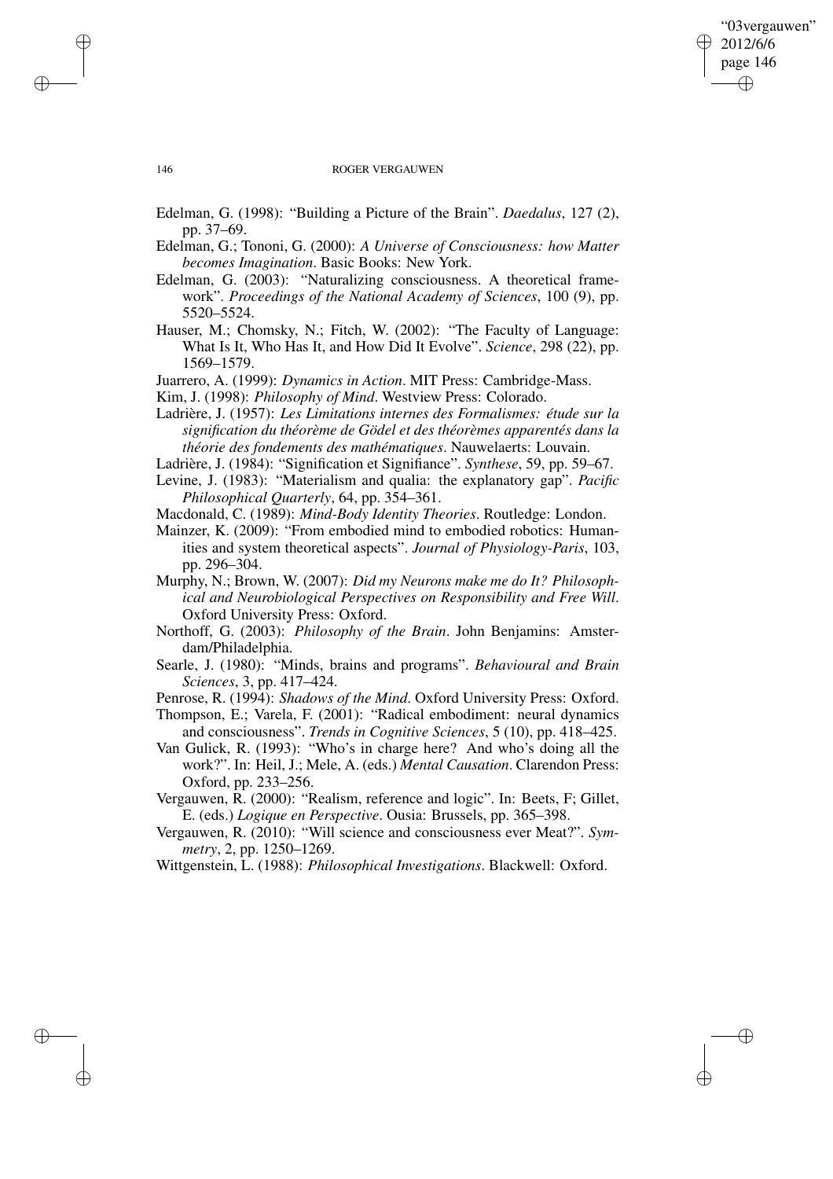Edelman, G. (1998): "Building a Picture of the Brain". *Daedalus*, 127 (2), pp. 37–69.

Edelman, G.; Tononi, G. (2000): *A Universe of Consciousness: how Matter becomes Imagination*. Basic Books: New York.

Edelman, G. (2003): "Naturalizing consciousness. A theoretical framework". *Proceedings of the National Academy of Sciences*, 100 (9), pp. 5520–5524.

Hauser, M.; Chomsky, N.; Fitch, W. (2002): "The Faculty of Language: What Is It, Who Has It, and How Did It Evolve". *Science*, 298 (22), pp. 1569–1579.

Juarrero, A. (1999): *Dynamics in Action*. MIT Press: Cambridge-Mass.

Kim, J. (1998): *Philosophy of Mind*. Westview Press: Colorado.

Ladrière, J. (1957): *Les Limitations internes des Formalismes: étude sur la signification du théorème de Gödel et des théorèmes apparentés dans la théorie des fondements des mathématiques*. Nauwelaerts: Louvain.

Ladrière, J. (1984): "Signification et Signifiance". *Synthese*, 59, pp. 59–67.

Levine, J. (1983): "Materialism and qualia: the explanatory gap". *Pacific Philosophical Quarterly*, 64, pp. 354–361.

Macdonald, C. (1989): *Mind-Body Identity Theories*. Routledge: London.

Mainzer, K. (2009): "From embodied mind to embodied robotics: Humanities and system theoretical aspects". *Journal of Physiology-Paris*, 103, pp. 296–304.

Murphy, N.; Brown, W. (2007): *Did my Neurons make me do It? Philosophical and Neurobiological Perspectives on Responsibility and Free Will*. Oxford University Press: Oxford.

Northoff, G. (2003): *Philosophy of the Brain*. John Benjamins: Amsterdam/Philadelphia.

Searle, J. (1980): "Minds, brains and programs". *Behavioural and Brain Sciences*, 3, pp. 417–424.

Penrose, R. (1994): *Shadows of the Mind*. Oxford University Press: Oxford.

Thompson, E.; Varela, F. (2001): "Radical embodiment: neural dynamics and consciousness". *Trends in Cognitive Sciences*, 5 (10), pp. 418–425.

Van Gulick, R. (1993): "Who's in charge here? And who's doing all the work?". In: Heil, J.; Mele, A. (eds.) *Mental Causation*. Clarendon Press: Oxford, pp. 233–256.

Vergauwen, R. (2000): "Realism, reference and logic". In: Beets, F; Gillet, E. (eds.) *Logique en Perspective*. Ousia: Brussels, pp. 365–398.

Vergauwen, R. (2010): "Will science and consciousness ever Meat?". *Symmetry*, 2, pp. 1250–1269.

Wittgenstein, L. (1988): *Philosophical Investigations*. Blackwell: Oxford.